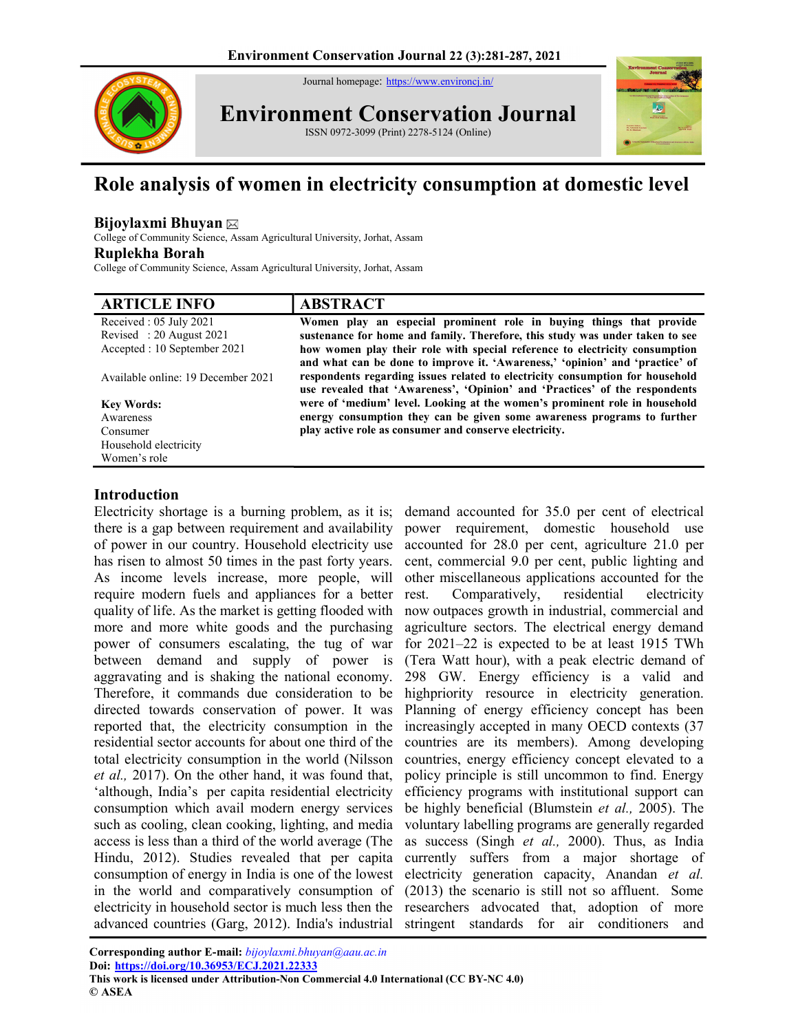Journal homepage: https://www.environcj.in/

# Environment Conservation Journal

ISSN 0972-3099 (Print) 2278-5124 (Online)

# Role analysis of women in electricity consumption at domestic level

**Bijoylaxmi Bhuyan** ✉
College of Community Science, Assam Agricultural University, Jorhat, Assam

**Ruplekha Borah**
College of Community Science, Assam Agricultural University, Jorhat, Assam

## ARTICLE INFO

Received : 05 July 2021
Revised : 20 August 2021
Accepted : 10 September 2021

Available online: 19 December 2021

**Key Words:**
Awareness
Consumer
Household electricity
Women's role

## ABSTRACT

**Women play an especial prominent role in buying things that provide sustenance for home and family. Therefore, this study was under taken to see how women play their role with special reference to electricity consumption and what can be done to improve it. 'Awareness,' 'opinion' and 'practice' of respondents regarding issues related to electricity consumption for household use revealed that 'Awareness', 'Opinion' and 'Practices' of the respondents were of 'medium' level. Looking at the women's prominent role in household energy consumption they can be given some awareness programs to further play active role as consumer and conserve electricity.**

## Introduction

Electricity shortage is a burning problem, as it is; there is a gap between requirement and availability of power in our country. Household electricity use has risen to almost 50 times in the past forty years. As income levels increase, more people, will require modern fuels and appliances for a better quality of life. As the market is getting flooded with more and more white goods and the purchasing power of consumers escalating, the tug of war between demand and supply of power is aggravating and is shaking the national economy. Therefore, it commands due consideration to be directed towards conservation of power. It was reported that, the electricity consumption in the residential sector accounts for about one third of the total electricity consumption in the world (Nilsson *et al.,* 2017). On the other hand, it was found that, 'although, India's per capita residential electricity consumption which avail modern energy services such as cooling, clean cooking, lighting, and media access is less than a third of the world average (The Hindu, 2012). Studies revealed that per capita consumption of energy in India is one of the lowest in the world and comparatively consumption of electricity in household sector is much less then the advanced countries (Garg, 2012). India's industrial demand accounted for 35.0 per cent of electrical power requirement, domestic household use accounted for 28.0 per cent, agriculture 21.0 per cent, commercial 9.0 per cent, public lighting and other miscellaneous applications accounted for the rest. Comparatively, residential electricity now outpaces growth in industrial, commercial and agriculture sectors. The electrical energy demand for 2021–22 is expected to be at least 1915 TWh (Tera Watt hour), with a peak electric demand of 298 GW. Energy efficiency is a valid and highpriority resource in electricity generation. Planning of energy efficiency concept has been increasingly accepted in many OECD contexts (37 countries are its members). Among developing countries, energy efficiency concept elevated to a policy principle is still uncommon to find. Energy efficiency programs with institutional support can be highly beneficial (Blumstein *et al.,* 2005). The voluntary labelling programs are generally regarded as success (Singh *et al.,* 2000). Thus, as India currently suffers from a major shortage of electricity generation capacity, Anandan *et al.* (2013) the scenario is still not so affluent. Some researchers advocated that, adoption of more stringent standards for air conditioners and

**Corresponding author E-mail:** *bijoylaxmi.bhuyan@aau.ac.in*
**Doi:** **https://doi.org/10.36953/ECJ.2021.22333**
**This work is licensed under Attribution-Non Commercial 4.0 International (CC BY-NC 4.0)**
**© ASEA**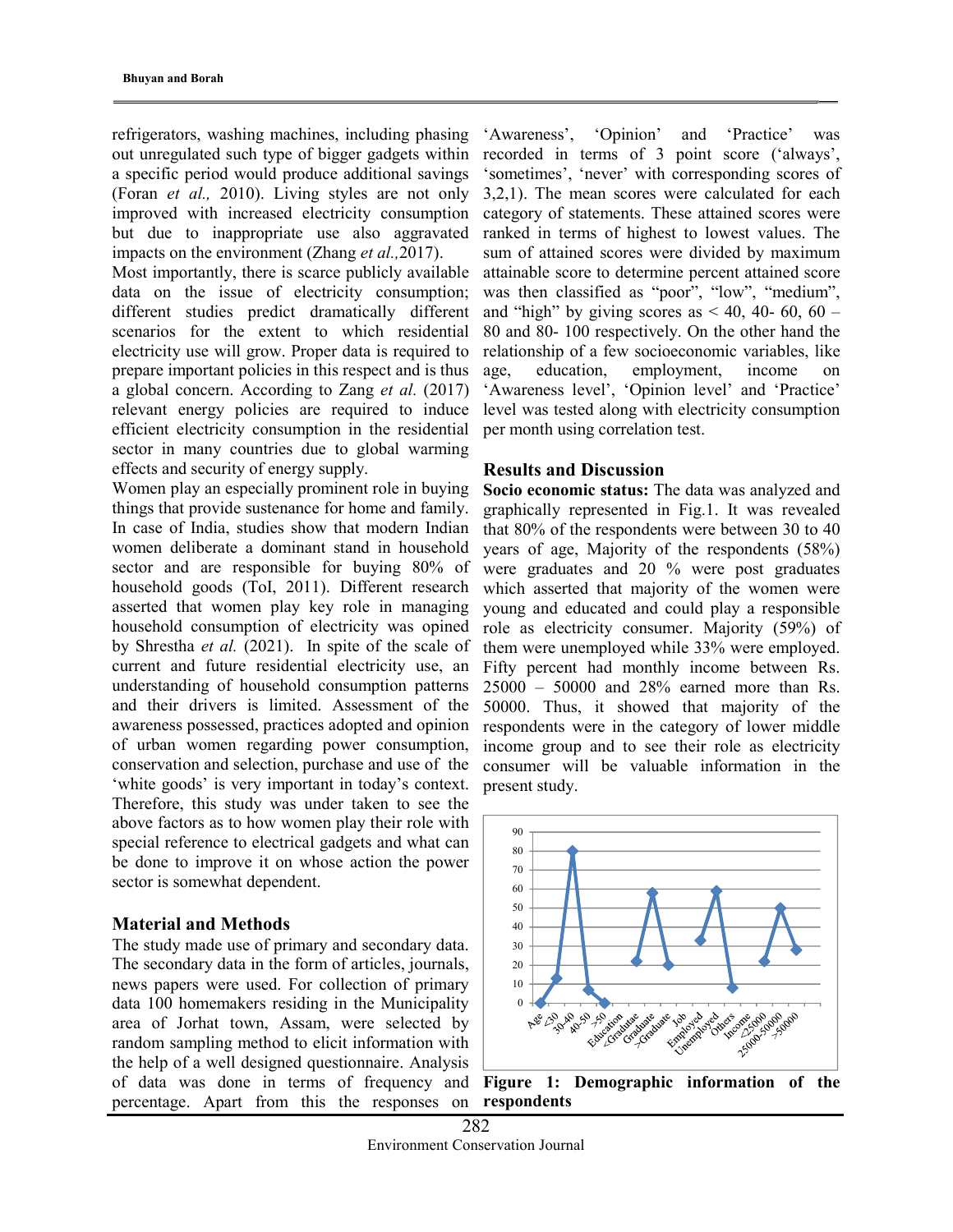refrigerators, washing machines, including phasing out unregulated such type of bigger gadgets within a specific period would produce additional savings (Foran *et al.,* 2010). Living styles are not only improved with increased electricity consumption but due to inappropriate use also aggravated impacts on the environment (Zhang *et al.,*2017).

Most importantly, there is scarce publicly available data on the issue of electricity consumption; different studies predict dramatically different scenarios for the extent to which residential electricity use will grow. Proper data is required to prepare important policies in this respect and is thus a global concern. According to Zang *et al.* (2017) relevant energy policies are required to induce efficient electricity consumption in the residential sector in many countries due to global warming effects and security of energy supply.

Women play an especially prominent role in buying things that provide sustenance for home and family. In case of India, studies show that modern Indian women deliberate a dominant stand in household sector and are responsible for buying 80% of household goods (ToI, 2011). Different research asserted that women play key role in managing household consumption of electricity was opined by Shrestha *et al.* (2021). In spite of the scale of current and future residential electricity use, an understanding of household consumption patterns and their drivers is limited. Assessment of the awareness possessed, practices adopted and opinion of urban women regarding power consumption, conservation and selection, purchase and use of the 'white goods' is very important in today's context. Therefore, this study was under taken to see the above factors as to how women play their role with special reference to electrical gadgets and what can be done to improve it on whose action the power sector is somewhat dependent.

## Material and Methods

The study made use of primary and secondary data. The secondary data in the form of articles, journals, news papers were used. For collection of primary data 100 homemakers residing in the Municipality area of Jorhat town, Assam, were selected by random sampling method to elicit information with the help of a well designed questionnaire. Analysis of data was done in terms of frequency and percentage. Apart from this the responses on 'Awareness', 'Opinion' and 'Practice' was recorded in terms of 3 point score ('always', 'sometimes', 'never' with corresponding scores of 3,2,1). The mean scores were calculated for each category of statements. These attained scores were ranked in terms of highest to lowest values. The sum of attained scores were divided by maximum attainable score to determine percent attained score was then classified as "poor", "low", "medium", and "high" by giving scores as < 40, 40- 60, 60 – 80 and 80- 100 respectively. On the other hand the relationship of a few socioeconomic variables, like age, education, employment, income on 'Awareness level', 'Opinion level' and 'Practice' level was tested along with electricity consumption per month using correlation test.

## Results and Discussion

**Socio economic status:** The data was analyzed and graphically represented in Fig.1. It was revealed that 80% of the respondents were between 30 to 40 years of age, Majority of the respondents (58%) were graduates and 20 % were post graduates which asserted that majority of the women were young and educated and could play a responsible role as electricity consumer. Majority (59%) of them were unemployed while 33% were employed. Fifty percent had monthly income between Rs. 25000 – 50000 and 28% earned more than Rs. 50000. Thus, it showed that majority of the respondents were in the category of lower middle income group and to see their role as electricity consumer will be valuable information in the present study.

**Figure 1: Demographic information of the respondents**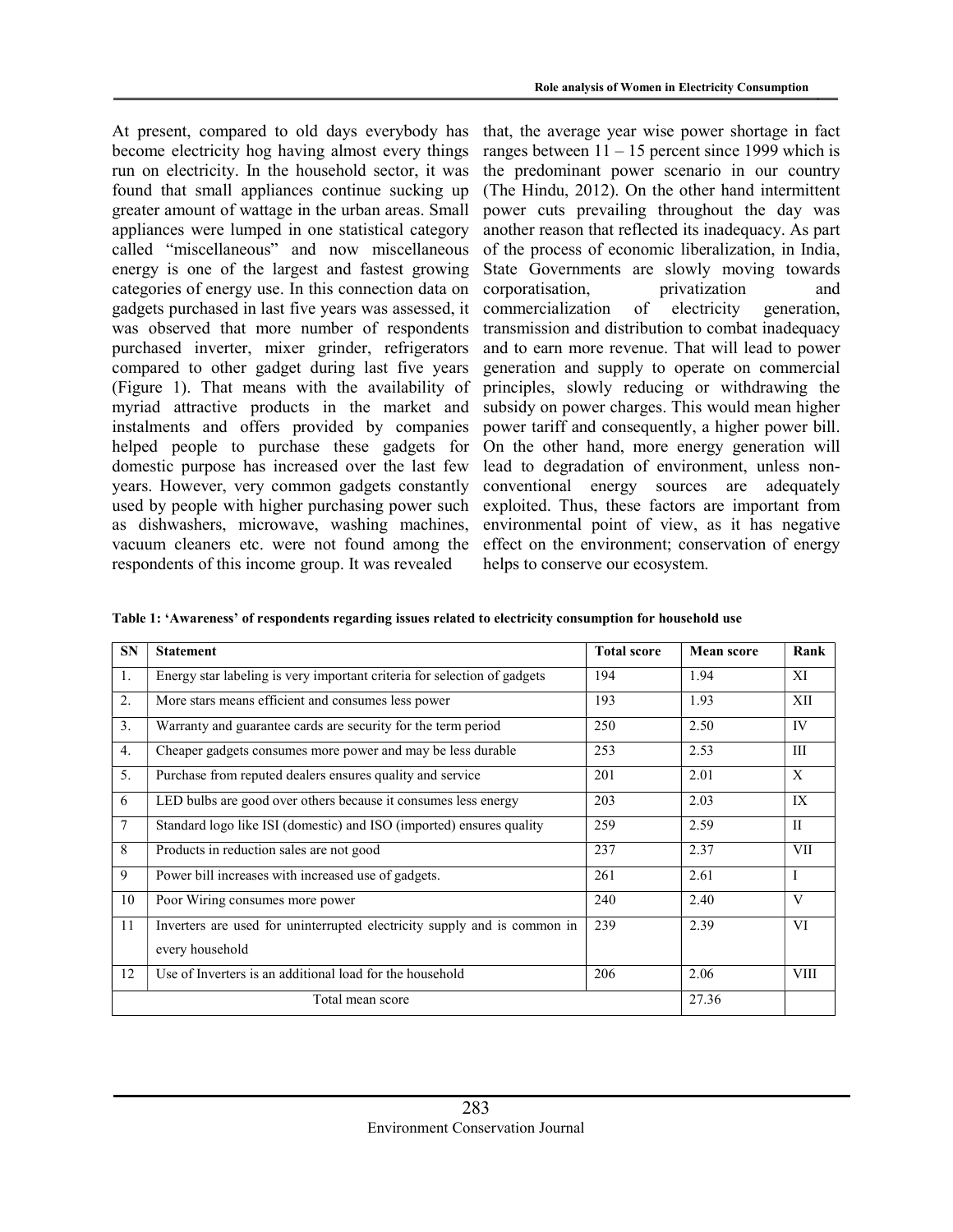At present, compared to old days everybody has become electricity hog having almost every things run on electricity. In the household sector, it was found that small appliances continue sucking up greater amount of wattage in the urban areas. Small appliances were lumped in one statistical category called "miscellaneous" and now miscellaneous energy is one of the largest and fastest growing categories of energy use. In this connection data on gadgets purchased in last five years was assessed, it was observed that more number of respondents purchased inverter, mixer grinder, refrigerators compared to other gadget during last five years (Figure 1). That means with the availability of myriad attractive products in the market and instalments and offers provided by companies helped people to purchase these gadgets for domestic purpose has increased over the last few years. However, very common gadgets constantly used by people with higher purchasing power such as dishwashers, microwave, washing machines, vacuum cleaners etc. were not found among the respondents of this income group. It was revealed that, the average year wise power shortage in fact ranges between 11 – 15 percent since 1999 which is the predominant power scenario in our country (The Hindu, 2012). On the other hand intermittent power cuts prevailing throughout the day was another reason that reflected its inadequacy. As part of the process of economic liberalization, in India, State Governments are slowly moving towards corporatisation, privatization and commercialization of electricity generation, transmission and distribution to combat inadequacy and to earn more revenue. That will lead to power generation and supply to operate on commercial principles, slowly reducing or withdrawing the subsidy on power charges. This would mean higher power tariff and consequently, a higher power bill. On the other hand, more energy generation will lead to degradation of environment, unless non-conventional energy sources are adequately exploited. Thus, these factors are important from environmental point of view, as it has negative effect on the environment; conservation of energy helps to conserve our ecosystem.

**Table 1: 'Awareness' of respondents regarding issues related to electricity consumption for household use**

| SN | Statement | Total score | Mean score | Rank |
|---|---|---|---|---|
| 1. | Energy star labeling is very important criteria for selection of gadgets | 194 | 1.94 | XI |
| 2. | More stars means efficient and consumes less power | 193 | 1.93 | XII |
| 3. | Warranty and guarantee cards are security for the term period | 250 | 2.50 | IV |
| 4. | Cheaper gadgets consumes more power and may be less durable | 253 | 2.53 | III |
| 5. | Purchase from reputed dealers ensures quality and service | 201 | 2.01 | X |
| 6 | LED bulbs are good over others because it consumes less energy | 203 | 2.03 | IX |
| 7 | Standard logo like ISI (domestic) and ISO (imported) ensures quality | 259 | 2.59 | II |
| 8 | Products in reduction sales are not good | 237 | 2.37 | VII |
| 9 | Power bill increases with increased use of gadgets. | 261 | 2.61 | I |
| 10 | Poor Wiring consumes more power | 240 | 2.40 | V |
| 11 | Inverters are used for uninterrupted electricity supply and is common in every household | 239 | 2.39 | VI |
| 12 | Use of Inverters is an additional load for the household | 206 | 2.06 | VIII |
| | Total mean score | | 27.36 | |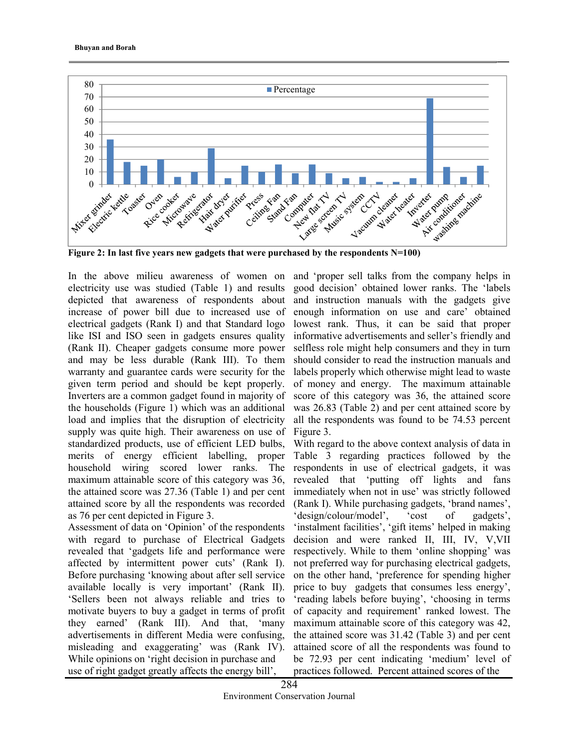Figure 2: In last five years new gadgets that were purchased by the respondents N=100)

In the above milieu awareness of women on electricity use was studied (Table 1) and results depicted that awareness of respondents about increase of power bill due to increased use of electrical gadgets (Rank I) and that Standard logo like ISI and ISO seen in gadgets ensures quality (Rank II). Cheaper gadgets consume more power and may be less durable (Rank III). To them warranty and guarantee cards were security for the given term period and should be kept properly. Inverters are a common gadget found in majority of the households (Figure 1) which was an additional load and implies that the disruption of electricity supply was quite high. Their awareness on use of standardized products, use of efficient LED bulbs, merits of energy efficient labelling, proper household wiring scored lower ranks. The maximum attainable score of this category was 36, the attained score was 27.36 (Table 1) and per cent attained score by all the respondents was recorded as 76 per cent depicted in Figure 3.

Assessment of data on 'Opinion' of the respondents with regard to purchase of Electrical Gadgets revealed that 'gadgets life and performance were affected by intermittent power cuts' (Rank I). Before purchasing 'knowing about after sell service available locally is very important' (Rank II). 'Sellers been not always reliable and tries to motivate buyers to buy a gadget in terms of profit they earned' (Rank III). And that, 'many advertisements in different Media were confusing, misleading and exaggerating' was (Rank IV). While opinions on 'right decision in purchase and use of right gadget greatly affects the energy bill', and 'proper sell talks from the company helps in good decision' obtained lower ranks. The 'labels and instruction manuals with the gadgets give enough information on use and care' obtained lowest rank. Thus, it can be said that proper informative advertisements and seller's friendly and selfless role might help consumers and they in turn should consider to read the instruction manuals and labels properly which otherwise might lead to waste of money and energy. The maximum attainable score of this category was 36, the attained score was 26.83 (Table 2) and per cent attained score by all the respondents was found to be 74.53 percent Figure 3.

With regard to the above context analysis of data in Table 3 regarding practices followed by the respondents in use of electrical gadgets, it was revealed that 'putting off lights and fans immediately when not in use' was strictly followed (Rank I). While purchasing gadgets, 'brand names', 'design/colour/model', 'cost of gadgets', 'instalment facilities', 'gift items' helped in making decision and were ranked II, III, IV, V,VII respectively. While to them 'online shopping' was not preferred way for purchasing electrical gadgets, on the other hand, 'preference for spending higher price to buy gadgets that consumes less energy', 'reading labels before buying', 'choosing in terms of capacity and requirement' ranked lowest. The maximum attainable score of this category was 42, the attained score was 31.42 (Table 3) and per cent attained score of all the respondents was found to be 72.93 per cent indicating 'medium' level of practices followed. Percent attained scores of the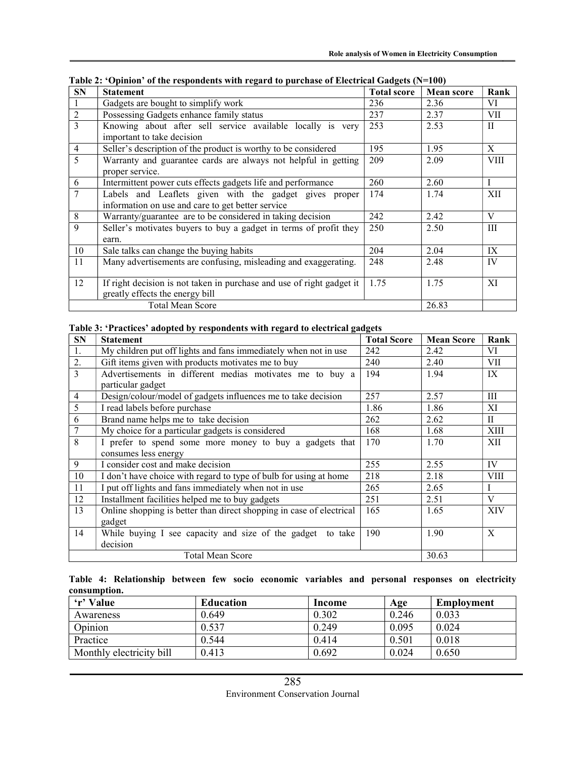**Table 2: 'Opinion' of the respondents with regard to purchase of Electrical Gadgets (N=100)**

| SN | Statement | Total score | Mean score | Rank |
|---|---|---|---|---|
| 1 | Gadgets are bought to simplify work | 236 | 2.36 | VI |
| 2 | Possessing Gadgets enhance family status | 237 | 2.37 | VII |
| 3 | Knowing about after sell service available locally is very important to take decision | 253 | 2.53 | II |
| 4 | Seller's description of the product is worthy to be considered | 195 | 1.95 | X |
| 5 | Warranty and guarantee cards are always not helpful in getting proper service. | 209 | 2.09 | VIII |
| 6 | Intermittent power cuts effects gadgets life and performance | 260 | 2.60 | I |
| 7 | Labels and Leaflets given with the gadget gives proper information on use and care to get better service | 174 | 1.74 | XII |
| 8 | Warranty/guarantee are to be considered in taking decision | 242 | 2.42 | V |
| 9 | Seller's motivates buyers to buy a gadget in terms of profit they earn. | 250 | 2.50 | III |
| 10 | Sale talks can change the buying habits | 204 | 2.04 | IX |
| 11 | Many advertisements are confusing, misleading and exaggerating. | 248 | 2.48 | IV |
| 12 | If right decision is not taken in purchase and use of right gadget it greatly effects the energy bill | 1.75 | 1.75 | XI |
| | Total Mean Score | | 26.83 | |

**Table 3: 'Practices' adopted by respondents with regard to electrical gadgets**

| SN | Statement | Total Score | Mean Score | Rank |
|---|---|---|---|---|
| 1. | My children put off lights and fans immediately when not in use | 242 | 2.42 | VI |
| 2. | Gift items given with products motivates me to buy | 240 | 2.40 | VII |
| 3 | Advertisements in different medias motivates me to buy a particular gadget | 194 | 1.94 | IX |
| 4 | Design/colour/model of gadgets influences me to take decision | 257 | 2.57 | III |
| 5 | I read labels before purchase | 1.86 | 1.86 | XI |
| 6 | Brand name helps me to take decision | 262 | 2.62 | II |
| 7 | My choice for a particular gadgets is considered | 168 | 1.68 | XIII |
| 8 | I prefer to spend some more money to buy a gadgets that consumes less energy | 170 | 1.70 | XII |
| 9 | I consider cost and make decision | 255 | 2.55 | IV |
| 10 | I don't have choice with regard to type of bulb for using at home | 218 | 2.18 | VIII |
| 11 | I put off lights and fans immediately when not in use | 265 | 2.65 | I |
| 12 | Installment facilities helped me to buy gadgets | 251 | 2.51 | V |
| 13 | Online shopping is better than direct shopping in case of electrical gadget | 165 | 1.65 | XIV |
| 14 | While buying I see capacity and size of the gadget to take decision | 190 | 1.90 | X |
| | Total Mean Score | | 30.63 | |

**Table 4: Relationship between few socio economic variables and personal responses on electricity consumption.**

| 'r' Value | Education | Income | Age | Employment |
|---|---|---|---|---|
| Awareness | 0.649 | 0.302 | 0.246 | 0.033 |
| Opinion | 0.537 | 0.249 | 0.095 | 0.024 |
| Practice | 0.544 | 0.414 | 0.501 | 0.018 |
| Monthly electricity bill | 0.413 | 0.692 | 0.024 | 0.650 |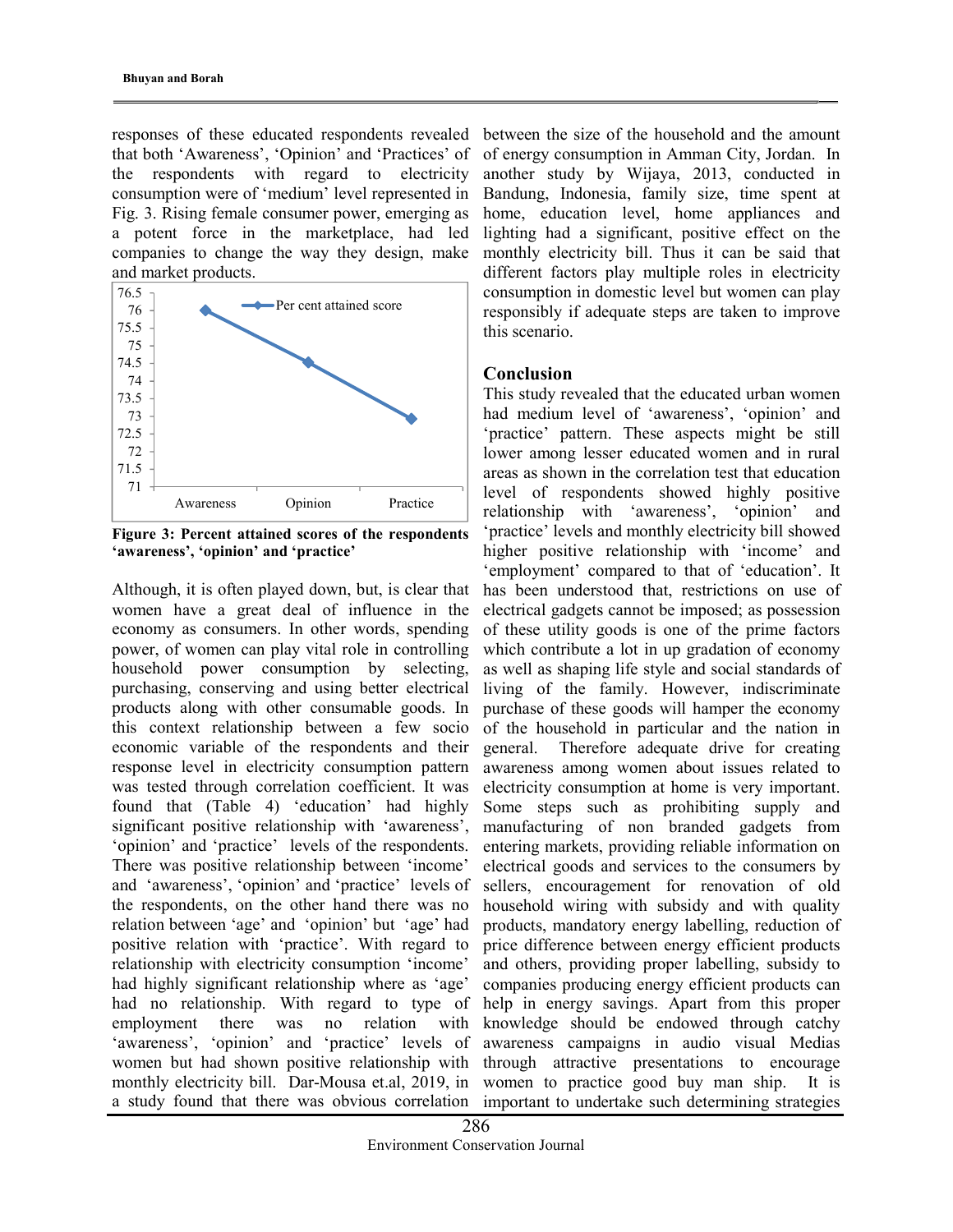responses of these educated respondents revealed that both 'Awareness', 'Opinion' and 'Practices' of the respondents with regard to electricity consumption were of 'medium' level represented in Fig. 3. Rising female consumer power, emerging as a potent force in the marketplace, had led companies to change the way they design, make and market products.

**Figure 3: Percent attained scores of the respondents 'awareness', 'opinion' and 'practice'**

Although, it is often played down, but, is clear that women have a great deal of influence in the economy as consumers. In other words, spending power, of women can play vital role in controlling household power consumption by selecting, purchasing, conserving and using better electrical products along with other consumable goods. In this context relationship between a few socio economic variable of the respondents and their response level in electricity consumption pattern was tested through correlation coefficient. It was found that (Table 4) 'education' had highly significant positive relationship with 'awareness', 'opinion' and 'practice' levels of the respondents. There was positive relationship between 'income' and 'awareness', 'opinion' and 'practice' levels of the respondents, on the other hand there was no relation between 'age' and 'opinion' but 'age' had positive relation with 'practice'. With regard to relationship with electricity consumption 'income' had highly significant relationship where as 'age' had no relationship. With regard to type of employment there was no relation with 'awareness', 'opinion' and 'practice' levels of women but had shown positive relationship with monthly electricity bill. Dar-Mousa et.al, 2019, in a study found that there was obvious correlation between the size of the household and the amount of energy consumption in Amman City, Jordan. In another study by Wijaya, 2013, conducted in Bandung, Indonesia, family size, time spent at home, education level, home appliances and lighting had a significant, positive effect on the monthly electricity bill. Thus it can be said that different factors play multiple roles in electricity consumption in domestic level but women can play responsibly if adequate steps are taken to improve this scenario.

## Conclusion

This study revealed that the educated urban women had medium level of 'awareness', 'opinion' and 'practice' pattern. These aspects might be still lower among lesser educated women and in rural areas as shown in the correlation test that education level of respondents showed highly positive relationship with 'awareness', 'opinion' and 'practice' levels and monthly electricity bill showed higher positive relationship with 'income' and 'employment' compared to that of 'education'. It has been understood that, restrictions on use of electrical gadgets cannot be imposed; as possession of these utility goods is one of the prime factors which contribute a lot in up gradation of economy as well as shaping life style and social standards of living of the family. However, indiscriminate purchase of these goods will hamper the economy of the household in particular and the nation in general. Therefore adequate drive for creating awareness among women about issues related to electricity consumption at home is very important. Some steps such as prohibiting supply and manufacturing of non branded gadgets from entering markets, providing reliable information on electrical goods and services to the consumers by sellers, encouragement for renovation of old household wiring with subsidy and with quality products, mandatory energy labelling, reduction of price difference between energy efficient products and others, providing proper labelling, subsidy to companies producing energy efficient products can help in energy savings. Apart from this proper knowledge should be endowed through catchy awareness campaigns in audio visual Medias through attractive presentations to encourage women to practice good buy man ship. It is important to undertake such determining strategies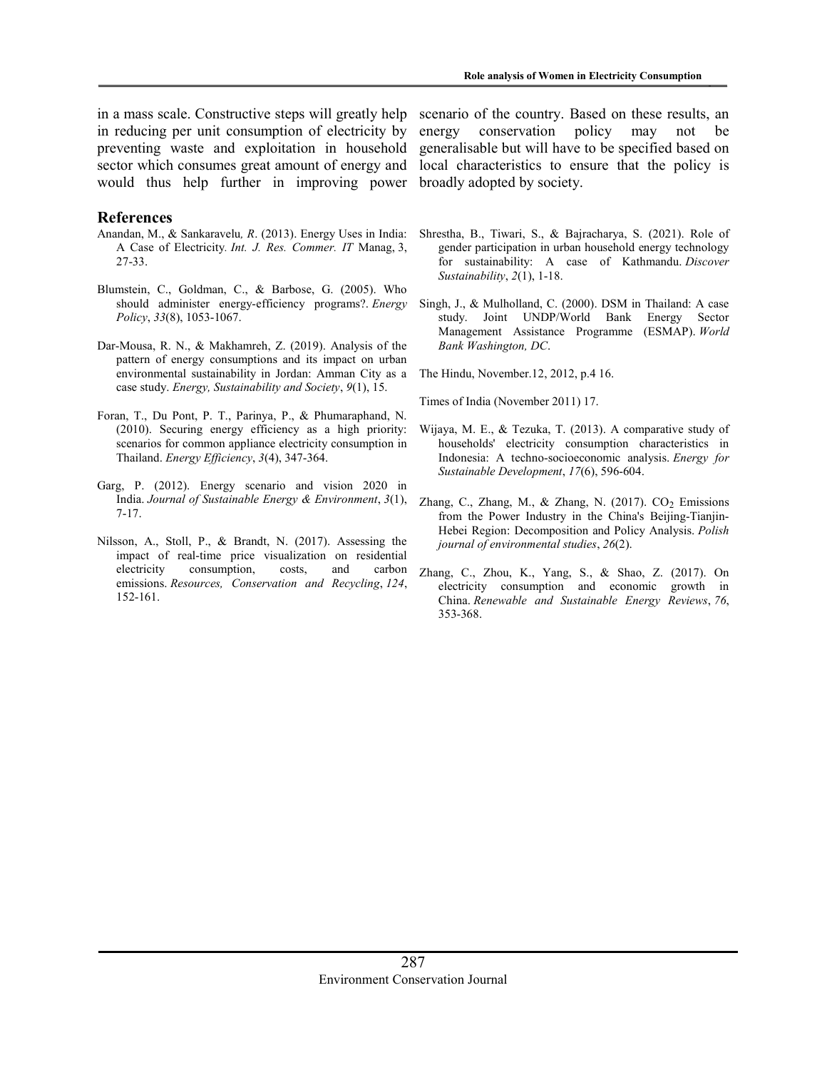in a mass scale. Constructive steps will greatly help in reducing per unit consumption of electricity by preventing waste and exploitation in household sector which consumes great amount of energy and would thus help further in improving power scenario of the country. Based on these results, an energy conservation policy may not be generalisable but will have to be specified based on local characteristics to ensure that the policy is broadly adopted by society.

## References

Anandan, M., & Sankaravelu*, R*. (2013). Energy Uses in India: A Case of Electricity*. Int. J. Res. Commer. IT* Manag, 3, 27-33.

Blumstein, C., Goldman, C., & Barbose, G. (2005). Who should administer energy-efficiency programs?. *Energy Policy*, *33*(8), 1053-1067.

Dar-Mousa, R. N., & Makhamreh, Z. (2019). Analysis of the pattern of energy consumptions and its impact on urban environmental sustainability in Jordan: Amman City as a case study. *Energy, Sustainability and Society*, *9*(1), 15.

Foran, T., Du Pont, P. T., Parinya, P., & Phumaraphand, N. (2010). Securing energy efficiency as a high priority: scenarios for common appliance electricity consumption in Thailand. *Energy Efficiency*, *3*(4), 347-364.

Garg, P. (2012). Energy scenario and vision 2020 in India. *Journal of Sustainable Energy & Environment*, *3*(1), 7-17.

Nilsson, A., Stoll, P., & Brandt, N. (2017). Assessing the impact of real-time price visualization on residential electricity consumption, costs, and carbon emissions. *Resources, Conservation and Recycling*, *124*, 152-161.

Shrestha, B., Tiwari, S., & Bajracharya, S. (2021). Role of gender participation in urban household energy technology for sustainability: A case of Kathmandu. *Discover Sustainability*, *2*(1), 1-18.

Singh, J., & Mulholland, C. (2000). DSM in Thailand: A case study. Joint UNDP/World Bank Energy Sector Management Assistance Programme (ESMAP). *World Bank Washington, DC*.

The Hindu, November.12, 2012, p.4 16.

Times of India (November 2011) 17.

Wijaya, M. E., & Tezuka, T. (2013). A comparative study of households' electricity consumption characteristics in Indonesia: A techno-socioeconomic analysis. *Energy for Sustainable Development*, *17*(6), 596-604.

Zhang, C., Zhang, M., & Zhang, N. (2017). $CO_2$ Emissions from the Power Industry in the China's Beijing-Tianjin-Hebei Region: Decomposition and Policy Analysis. *Polish journal of environmental studies*, *26*(2).

Zhang, C., Zhou, K., Yang, S., & Shao, Z. (2017). On electricity consumption and economic growth in China. *Renewable and Sustainable Energy Reviews*, *76*, 353-368.